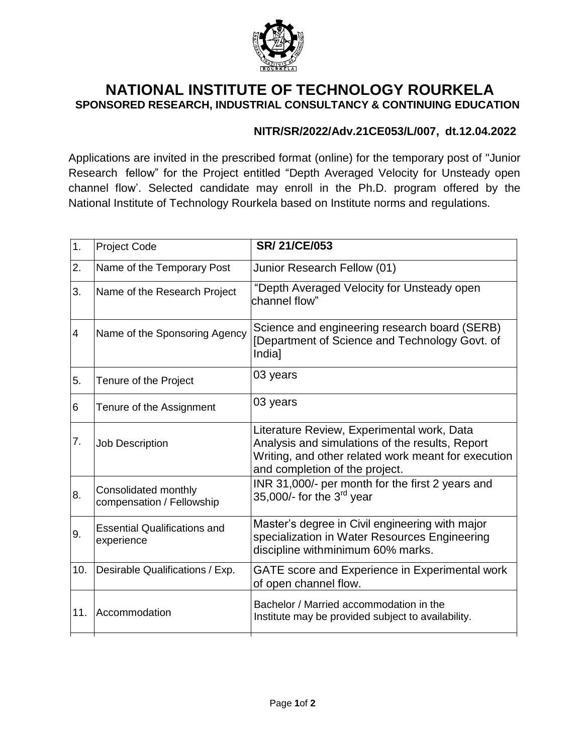# NATIONAL INSTITUTE OF TECHNOLOGY ROURKELA

## SPONSORED RESEARCH, INDUSTRIAL CONSULTANCY & CONTINUING EDUCATION

**NITR/SR/2022/Adv.21CE053/L/007, dt.12.04.2022**

Applications are invited in the prescribed format (online) for the temporary post of "Junior Research fellow" for the Project entitled "Depth Averaged Velocity for Unsteady open channel flow'. Selected candidate may enroll in the Ph.D. program offered by the National Institute of Technology Rourkela based on Institute norms and regulations.

| | | |
|---|---|---|
| 1. | Project Code | **SR/ 21/CE/053** |
| 2. | Name of the Temporary Post | Junior Research Fellow (01) |
| 3. | Name of the Research Project | "Depth Averaged Velocity for Unsteady open channel flow" |
| 4 | Name of the Sponsoring Agency | Science and engineering research board (SERB) [Department of Science and Technology Govt. of India] |
| 5. | Tenure of the Project | 03 years |
| 6 | Tenure of the Assignment | 03 years |
| 7. | Job Description | Literature Review, Experimental work, Data Analysis and simulations of the results, Report Writing, and other related work meant for execution and completion of the project. |
| 8. | Consolidated monthly compensation / Fellowship | INR 31,000/- per month for the first 2 years and 35,000/- for the 3rd year |
| 9. | Essential Qualifications and experience | Master's degree in Civil engineering with major specialization in Water Resources Engineering discipline withminimum 60% marks. |
| 10. | Desirable Qualifications / Exp. | GATE score and Experience in Experimental work of open channel flow. |
| 11. | Accommodation | Bachelor / Married accommodation in the Institute may be provided subject to availability. |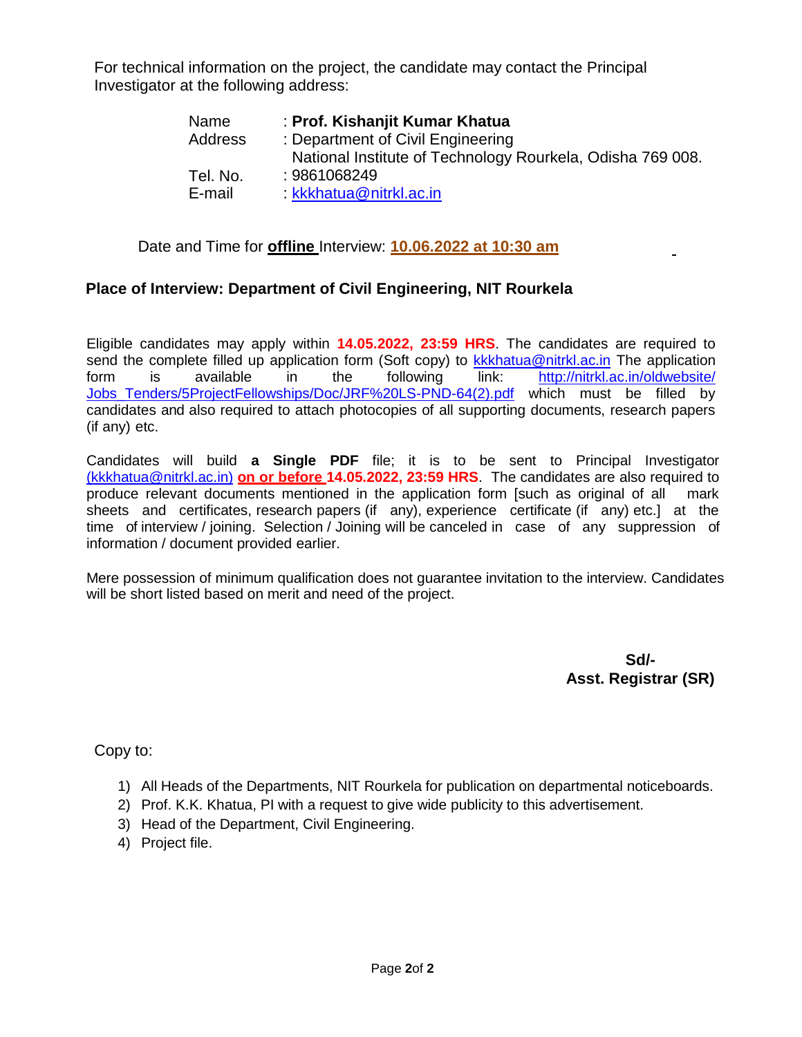For technical information on the project, the candidate may contact the Principal Investigator at the following address:

Name : **Prof. Kishanjit Kumar Khatua**
Address : Department of Civil Engineering
National Institute of Technology Rourkela, Odisha 769 008.
Tel. No. : 9861068249
E-mail : kkkhatua@nitrkl.ac.in

Date and Time for **offline** Interview: **10.06.2022 at 10:30 am**

**Place of Interview: Department of Civil Engineering, NIT Rourkela**

Eligible candidates may apply within **14.05.2022, 23:59 HRS**. The candidates are required to send the complete filled up application form (Soft copy) to kkkhatua@nitrkl.ac.in The application form is available in the following link: http://nitrkl.ac.in/oldwebsite/Jobs_Tenders/5ProjectFellowships/Doc/JRF%20LS-PND-64(2).pdf which must be filled by candidates and also required to attach photocopies of all supporting documents, research papers (if any) etc.

Candidates will build **a Single PDF** file; it is to be sent to Principal Investigator (kkkhatua@nitrkl.ac.in) **on or before 14.05.2022, 23:59 HRS**. The candidates are also required to produce relevant documents mentioned in the application form [such as original of all mark sheets and certificates, research papers (if any), experience certificate (if any) etc.] at the time of interview / joining. Selection / Joining will be canceled in case of any suppression of information / document provided earlier.

Mere possession of minimum qualification does not guarantee invitation to the interview. Candidates will be short listed based on merit and need of the project.

**Sd/-**
**Asst. Registrar (SR)**

Copy to:

1) All Heads of the Departments, NIT Rourkela for publication on departmental noticeboards.
2) Prof. K.K. Khatua, PI with a request to give wide publicity to this advertisement.
3) Head of the Department, Civil Engineering.
4) Project file.